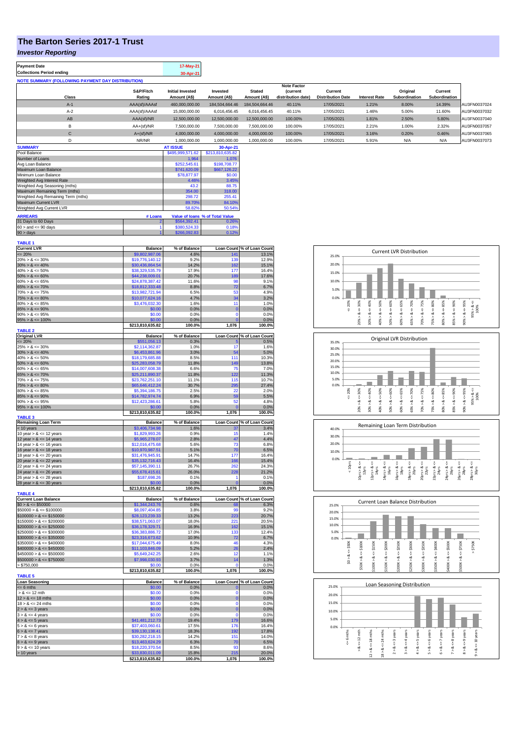# The Barton Series 2017-1 Trust

***Investor Reporting***

| Payment Date | 17-May-21 |
|---|---|
| Collections Period ending | 30-Apr-21 |

**NOTE SUMMARY (FOLLOWING PAYMENT DAY DISTRIBUTION)**

| Class | S&P/Fitch Rating | Initial Invested Amount (A$) | Invested Amount (A$) | Stated Amount (A$) | Note Factor (current distribution date) | Current Distribution Date | Interest Rate | Original Subordination | Current Subordination | |
|---|---|---|---|---|---|---|---|---|---|---|
| A-1 | AAA(sf)/AAAsf | 460,000,000.00 | 184,504,664.46 | 184,504,664.46 | 40.11% | 17/05/2021 | 1.21% | 8.00% | 14.39% | AU3FN0037024 |
| A-2 | AAA(sf)/AAAsf | 15,000,000.00 | 6,016,456.45 | 6,016,456.45 | 40.11% | 17/05/2021 | 1.46% | 5.00% | 11.60% | AU3FN0037032 |
| AB | AAA(sf)/NR | 12,500,000.00 | 12,500,000.00 | 12,500,000.00 | 100.00% | 17/05/2021 | 1.81% | 2.50% | 5.80% | AU3FN0037040 |
| B | AA+(sf)/NR | 7,500,000.00 | 7,500,000.00 | 7,500,000.00 | 100.00% | 17/05/2021 | 2.21% | 1.00% | 2.32% | AU3FN0037057 |
| C | A+(sf)/NR | 4,000,000.00 | 4,000,000.00 | 4,000,000.00 | 100.00% | 17/05/2021 | 3.16% | 0.20% | 0.46% | AU3FN0037065 |
| D | NR/NR | 1,000,000.00 | 1,000,000.00 | 1,000,000.00 | 100.00% | 17/05/2021 | 5.91% | N/A | N/A | AU3FN0037073 |

| SUMMARY | AT ISSUE | 30-Apr-21 |
|---|---|---|
| Pool Balance | $495,999,571.62 | $213,810,635.82 |
| Number of Loans | 1,964 | 1,076 |
| Avg Loan Balance | $252,545.61 | $198,708.77 |
| Maximum Loan Balance | $741,620.09 | $667,126.22 |
| Minimum Loan Balance | $78,877.97 | $0.00 |
| Weighted Avg Interest Rate | 4.46% | 3.45% |
| Weighted Avg Seasoning (mths) | 43.2 | 88.75 |
| Maximum Remaining Term (mths) | 354.00 | 318.00 |
| Weighted Avg Remaining Term (mths) | 298.72 | 255.41 |
| Maximum Current LVR | 89.70% | 84.10% |
| Weighted Avg Current LVR | 58.82% | 50.54% |

| ARREARS | # Loans | Value of loans | % of Total Value |
|---|---|---|---|
| 31 Days to 60 Days | 2 | $564,392.41 | 0.26% |
| 60 > and <= 90 days | 1 | $380,524.33 | 0.18% |
| 90 > days | 1 | $266,092.83 | 0.12% |

**TABLE 1**

| Current LVR | Balance | % of Balance | Loan Count | % of Loan Count |
|---|---|---|---|---|
| <= 20% | $9,802,987.06 | 4.6% | 141 | 13.1% |
| 20% > & <= 30% | $19,776,140.12 | 9.2% | 139 | 12.9% |
| 30% > & <= 40% | $30,436,864.54 | 14.2% | 162 | 15.1% |
| 40% > & <= 50% | $38,329,535.79 | 17.9% | 177 | 16.4% |
| 50% > & <= 60% | $44,238,009.01 | 20.7% | 189 | 17.6% |
| 60% > & <= 65% | $24,878,387.42 | 11.6% | 98 | 9.1% |
| 65% > & <= 70% | $18,812,333.48 | 8.8% | 72 | 6.7% |
| 70% > & <= 75% | $13,982,721.94 | 6.5% | 53 | 4.9% |
| 75% > & <= 80% | $10,077,624.16 | 4.7% | 34 | 3.2% |
| 80% > & <= 85% | $3,476,032.30 | 1.6% | 11 | 1.0% |
| 85% > & <= 90% | $0.00 | 0.0% | 0 | 0.0% |
| 90% > & <= 95% | $0.00 | 0.0% | 0 | 0.0% |
| 95% > & <= 100% | $0.00 | 0.0% | 0 | 0.0% |
| | $213,810,635.82 | 100.0% | 1,076 | 100.0% |

**TABLE 2**

| Original LVR | Balance | % of Balance | Loan Count | % of Loan Count |
|---|---|---|---|---|
| <= 20% | $551,056.13 | 0.3% | 5 | 0.5% |
| 25% > & <= 30% | $2,114,362.87 | 1.0% | 17 | 1.6% |
| 30% > & <= 40% | $6,453,861.96 | 3.0% | 54 | 5.0% |
| 40% > & <= 50% | $18,179,685.88 | 8.5% | 111 | 10.3% |
| 50% > & <= 60% | $25,283,058.79 | 11.8% | 149 | 13.8% |
| 60% > & <= 65% | $14,007,608.38 | 6.6% | 75 | 7.0% |
| 65% > & <= 70% | $25,211,890.37 | 11.8% | 122 | 11.3% |
| 70% > & <= 75% | $23,762,251.10 | 11.1% | 115 | 10.7% |
| 75% > & <= 80% | $65,646,412.24 | 30.7% | 295 | 27.4% |
| 80% > & <= 85% | $5,394,186.75 | 2.5% | 22 | 2.0% |
| 85% > & <= 90% | $14,782,974.74 | 6.9% | 59 | 5.5% |
| 90% > & <= 95% | $12,423,286.61 | 5.8% | 52 | 4.8% |
| 95% > & <= 100% | $0.00 | 0.0% | 0 | 0.0% |
| | $213,810,635.82 | 100.0% | 1,076 | 100.0% |

**TABLE 3**

| Remaining Loan Term | Balance | % of Balance | Loan Count | % of Loan Count |
|---|---|---|---|---|
| < 10 years | $3,406,734.98 | 1.6% | 37 | 3.4% |
| 10 year > & <= 12 years | $1,829,993.26 | 0.9% | 15 | 1.4% |
| 12 year > & <= 14 years | $5,965,278.07 | 2.8% | 47 | 4.4% |
| 14 year > & <= 16 years | $12,016,475.68 | 5.6% | 73 | 6.8% |
| 16 year > & <= 18 years | $10,970,987.51 | 5.1% | 70 | 6.5% |
| 18 year > & <= 20 years | $31,476,945.91 | 14.7% | 177 | 16.4% |
| 20 year > & <= 22 years | $35,132,716.43 | 16.4% | 166 | 15.4% |
| 22 year > & <= 24 years | $57,145,390.11 | 26.7% | 262 | 24.3% |
| 24 year > & <= 26 years | $55,678,415.61 | 26.0% | 228 | 21.2% |
| 26 year > & <= 28 years | $187,698.26 | 0.1% | 1 | 0.1% |
| 28 year > & <= 30 years | $0.00 | 0.0% | 0 | 0.0% |
| | $213,810,635.82 | 100.0% | 1,076 | 100.0% |

**TABLE 4**

| Current Loan Balance | Balance | % of Balance | Loan Count | % of Loan Count |
|---|---|---|---|---|
| $0 > & <= $50000 | $1,344,243.76 | 0.6% | 68 | 6.3% |
| $50000 > & <= $100000 | $8,097,404.85 | 3.8% | 99 | 9.2% |
| $100000 > & <= $150000 | $28,123,239.33 | 13.2% | 223 | 20.7% |
| $150000 > & <= $200000 | $38,571,063.07 | 18.0% | 221 | 20.5% |
| $200000 > & <= $250000 | $36,178,329.71 | 16.9% | 162 | 15.1% |
| $250000 > & <= $300000 | $36,383,886.72 | 17.0% | 133 | 12.4% |
| $300000 > & <= $350000 | $23,316,673.62 | 10.9% | 72 | 6.7% |
| $350000 > & <= $400000 | $17,044,675.49 | 8.0% | 46 | 4.3% |
| $400000 > & <= $450000 | $11,103,846.09 | 5.2% | 26 | 2.4% |
| $450000 > & <= $500000 | $5,649,242.25 | 2.6% | 12 | 1.1% |
| $500000 > & <= $750000 | $7,998,030.93 | 3.7% | 14 | 1.3% |
| > $750,000 | $0.00 | 0.0% | 0 | 0.0% |
| | $213,810,635.82 | 100.0% | 1,076 | 100.0% |

**TABLE 5**

| Loan Seasoning | Balance | % of Balance | Loan Count | % of Loan Count |
|---|---|---|---|---|
| <= 6 mths | $0.00 | 0.0% | 0 | 0.0% |
| > & <= 12 mth | $0.00 | 0.0% | 0 | 0.0% |
| 12 > & <= 18 mths | $0.00 | 0.0% | 0 | 0.0% |
| 18 > & <= 24 mths | $0.00 | 0.0% | 0 | 0.0% |
| 2 > & <= 3 years | $0.00 | 0.0% | 0 | 0.0% |
| 3 > & <= 4 years | $0.00 | 0.0% | 0 | 0.0% |
| 4 > & <= 5 years | $41,481,212.73 | 19.4% | 179 | 16.6% |
| 5 > & <= 6 years | $37,403,060.61 | 17.5% | 176 | 16.4% |
| 6 > & <= 7 years | $39,130,138.41 | 18.3% | 192 | 17.8% |
| 7 > & <= 8 years | $30,282,218.15 | 14.2% | 151 | 14.0% |
| 8 > & <= 9 years | $13,463,624.29 | 6.3% | 70 | 6.5% |
| 9 > & <= 10 years | $18,220,370.54 | 8.5% | 93 | 8.6% |
| > 10 years | $33,830,011.09 | 15.8% | 215 | 20.0% |
| | $213,810,635.82 | 100.0% | 1,076 | 100.0% |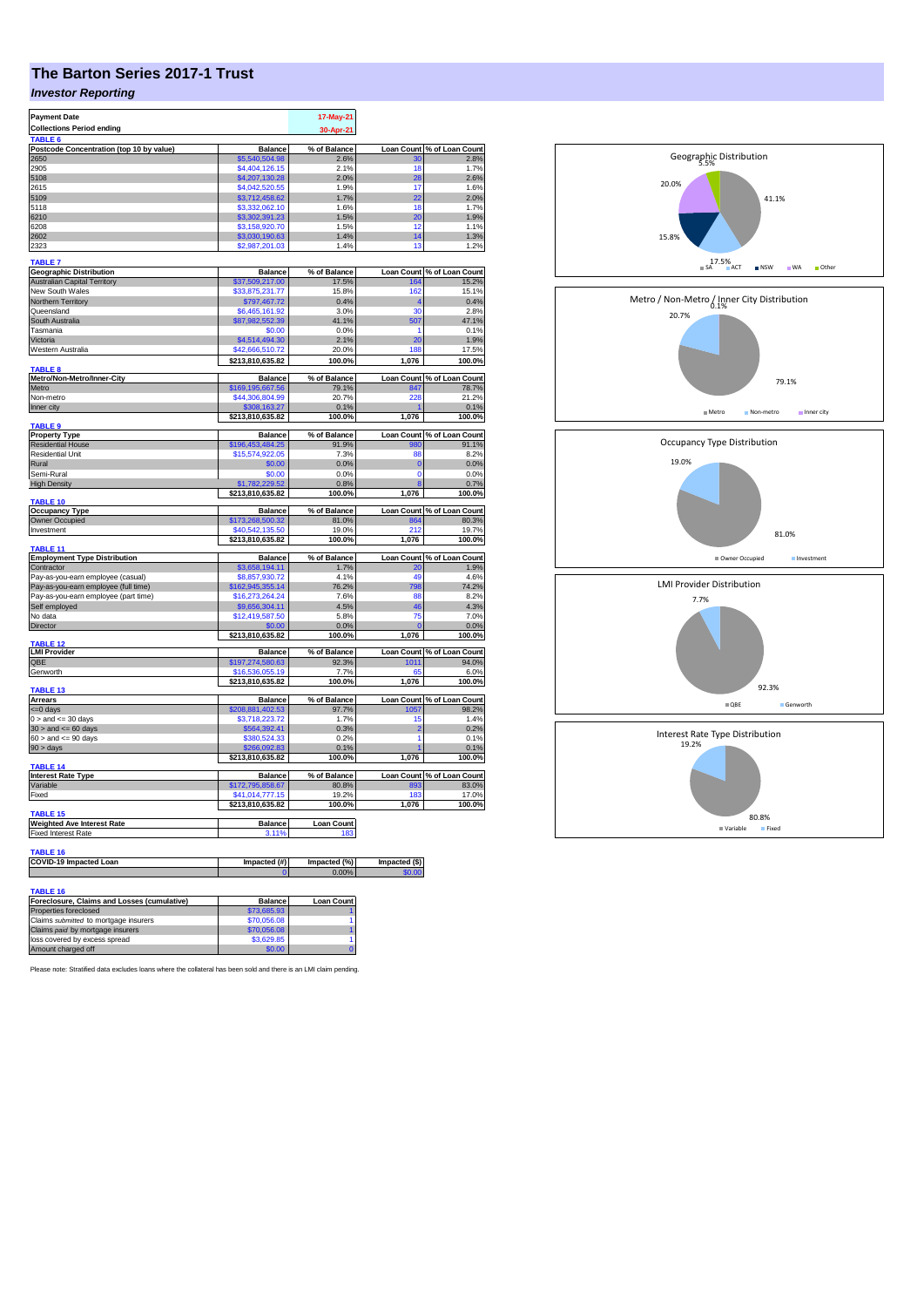# The Barton Series 2017-1 Trust

## *Investor Reporting*

| Payment Date | 17-May-21 |
|---|---|
| Collections Period ending | 30-Apr-21 |

**TABLE 6**

| Postcode Concentration (top 10 by value) | Balance | % of Balance | Loan Count | % of Loan Count |
|---|---|---|---|---|
| 2650 | $5,540,504.98 | 2.6% | 30 | 2.8% |
| 2905 | $4,404,126.15 | 2.1% | 18 | 1.7% |
| 5108 | $4,207,130.28 | 2.0% | 28 | 2.6% |
| 2615 | $4,042,520.55 | 1.9% | 17 | 1.6% |
| 5109 | $3,712,458.62 | 1.7% | 22 | 2.0% |
| 5118 | $3,332,062.10 | 1.6% | 18 | 1.7% |
| 6210 | $3,302,391.23 | 1.5% | 20 | 1.9% |
| 6208 | $3,158,920.70 | 1.5% | 12 | 1.1% |
| 2602 | $3,030,190.63 | 1.4% | 14 | 1.3% |
| 2323 | $2,987,201.03 | 1.4% | 13 | 1.2% |

**TABLE 7**

| Geographic Distribution | Balance | % of Balance | Loan Count | % of Loan Count |
|---|---|---|---|---|
| Australian Capital Territory | $37,509,217.00 | 17.5% | 164 | 15.2% |
| New South Wales | $33,875,231.77 | 15.8% | 162 | 15.1% |
| Northern Territory | $797,467.72 | 0.4% | 4 | 0.4% |
| Queensland | $6,465,161.92 | 3.0% | 30 | 2.8% |
| South Australia | $87,982,552.39 | 41.1% | 507 | 47.1% |
| Tasmania | $0.00 | 0.0% | 1 | 0.1% |
| Victoria | $4,514,494.30 | 2.1% | 20 | 1.9% |
| Western Australia | $42,666,510.72 | 20.0% | 188 | 17.5% |
| | $213,810,635.82 | 100.0% | 1,076 | 100.0% |

**TABLE 8**

| Metro/Non-Metro/Inner-City | Balance | % of Balance | Loan Count | % of Loan Count |
|---|---|---|---|---|
| Metro | $169,195,667.56 | 79.1% | 847 | 78.7% |
| Non-metro | $44,306,804.99 | 20.7% | 228 | 21.2% |
| Inner city | $308,163.27 | 0.1% | 1 | 0.1% |
| | $213,810,635.82 | 100.0% | 1,076 | 100.0% |

**TABLE 9**

| Property Type | Balance | % of Balance | Loan Count | % of Loan Count |
|---|---|---|---|---|
| Residential House | $196,453,484.25 | 91.9% | 980 | 91.1% |
| Residential Unit | $15,574,922.05 | 7.3% | 88 | 8.2% |
| Rural | $0.00 | 0.0% | 0 | 0.0% |
| Semi-Rural | $0.00 | 0.0% | 0 | 0.0% |
| High Density | $1,782,229.52 | 0.8% | 8 | 0.7% |
| | $213,810,635.82 | 100.0% | 1,076 | 100.0% |

**TABLE 10**

| Occupancy Type | Balance | % of Balance | Loan Count | % of Loan Count |
|---|---|---|---|---|
| Owner Occupied | $173,268,500.32 | 81.0% | 864 | 80.3% |
| Investment | $40,542,135.50 | 19.0% | 212 | 19.7% |
| | $213,810,635.82 | 100.0% | 1,076 | 100.0% |

**TABLE 11**

| Employment Type Distribution | Balance | % of Balance | Loan Count | % of Loan Count |
|---|---|---|---|---|
| Contractor | $3,658,194.11 | 1.7% | 20 | 1.9% |
| Pay-as-you-earn employee (casual) | $8,857,930.72 | 4.1% | 49 | 4.6% |
| Pay-as-you-earn employee (full time) | $162,945,355.14 | 76.2% | 798 | 74.2% |
| Pay-as-you-earn employee (part time) | $16,273,264.24 | 7.6% | 88 | 8.2% |
| Self employed | $9,656,304.11 | 4.5% | 46 | 4.3% |
| No data | $12,419,587.50 | 5.8% | 75 | 7.0% |
| Director | $0.00 | 0.0% | 0 | 0.0% |
| | $213,810,635.82 | 100.0% | 1,076 | 100.0% |

**TABLE 12**

| LMI Provider | Balance | % of Balance | Loan Count | % of Loan Count |
|---|---|---|---|---|
| QBE | $197,274,580.63 | 92.3% | 1011 | 94.0% |
| Genworth | $16,536,055.19 | 7.7% | 65 | 6.0% |
| | $213,810,635.82 | 100.0% | 1,076 | 100.0% |

**TABLE 13**

| Arrears | Balance | % of Balance | Loan Count | % of Loan Count |
|---|---|---|---|---|
| <=0 days | $208,881,402.53 | 97.7% | 1057 | 98.2% |
| 0 > and <= 30 days | $3,718,223.72 | 1.7% | 15 | 1.4% |
| 30 > and <= 60 days | $564,392.41 | 0.3% | 2 | 0.2% |
| 60 > and <= 90 days | $380,524.33 | 0.2% | 1 | 0.1% |
| 90 > days | $266,092.83 | 0.1% | 1 | 0.1% |
| | $213,810,635.82 | 100.0% | 1,076 | 100.0% |

**TABLE 14**

| Interest Rate Type | Balance | % of Balance | Loan Count | % of Loan Count |
|---|---|---|---|---|
| Variable | $172,795,858.67 | 80.8% | 893 | 83.0% |
| Fixed | $41,014,777.15 | 19.2% | 183 | 17.0% |
| | $213,810,635.82 | 100.0% | 1,076 | 100.0% |

**TABLE 15**

| Weighted Ave Interest Rate | Balance | Loan Count |
|---|---|---|
| Fixed Interest Rate | 3.11% | 183 |

**TABLE 16**

| COVID-19 Impacted Loan | Impacted (#) | Impacted (%) | Impacted ($) |
|---|---|---|---|
| | 0 | 0.00% | $0.00 |

**TABLE 16**

| Foreclosure, Claims and Losses (cumulative) | Balance | Loan Count |
|---|---|---|
| Properties foreclosed | $73,685.93 | 1 |
| Claims *submitted* to mortgage insurers | $70,056.08 | 1 |
| Claims *paid* by mortgage insurers | $70,056.08 | 1 |
| loss covered by excess spread | $3,629.85 | 1 |
| Amount charged off | $0.00 | 0 |

Please note: Stratified data excludes loans where the collateral has been sold and there is an LMI claim pending.

Geographic Distribution: SA 41.1%, ACT 17.5%, NSW 15.8%, WA 20.0%, Other 5.5%

Metro / Non-Metro / Inner City Distribution: Metro 79.1%, Non-metro 20.7%, Inner city 0.1%

Occupancy Type Distribution: Owner Occupied 81.0%, Investment 19.0%

LMI Provider Distribution: QBE 92.3%, Genworth 7.7%

Interest Rate Type Distribution: Variable 80.8%, Fixed 19.2%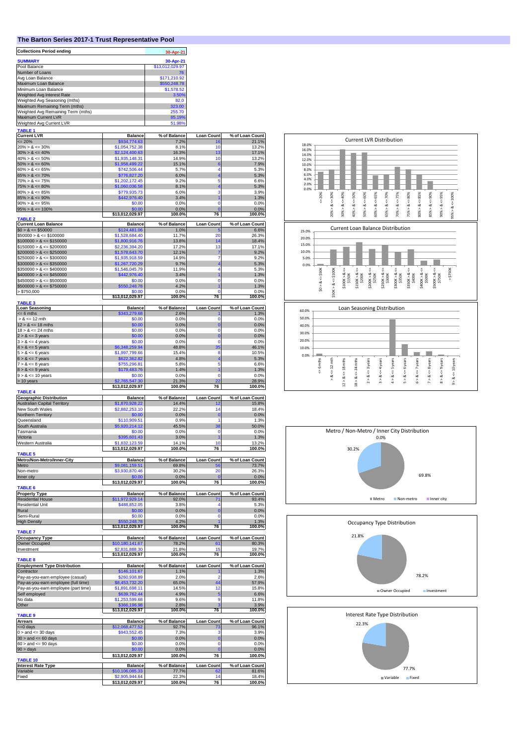# The Barton Series 2017-1 Trust Representative Pool

| Collections Period ending | 30-Apr-21 |
|---|---|

| SUMMARY | 30-Apr-21 |
|---|---|
| Pool Balance | $13,012,029.97 |
| Number of Loans | 76 |
| Avg Loan Balance | $171,210.92 |
| Maximum Loan Balance | $550,248.78 |
| Minimum Loan Balance | $1,578.52 |
| Weighted Avg Interest Rate | 3.50% |
| Weighted Avg Seasoning (mths) | 82.0 |
| Maximum Remaining Term (mths) | 323.00 |
| Weighted Avg Remaining Term (mths) | 255.70 |
| Maximum Current LVR | 85.19% |
| Weighted Avg Current LVR | 51.98% |

TABLE 1

| Current LVR | Balance | % of Balance | Loan Count | % of Loan Count |
|---|---|---|---|---|
| <= 20% | $934,774.63 | 7.2% | 16 | 21.1% |
| 20% > & <= 30% | $1,054,752.38 | 8.1% | 10 | 13.2% |
| 30% > & <= 40% | $2,124,400.63 | 16.3% | 13 | 17.1% |
| 40% > & <= 50% | $1,935,148.31 | 14.9% | 10 | 13.2% |
| 50% > & <= 60% | $1,958,499.22 | 15.1% | 6 | 7.9% |
| 60% > & <= 65% | $742,506.44 | 5.7% | 4 | 5.3% |
| 65% > & <= 70% | $776,827.20 | 6.0% | 4 | 5.3% |
| 70% > & <= 75% | $1,202,172.45 | 9.2% | 5 | 6.6% |
| 75% > & <= 80% | $1,060,036.58 | 8.1% | 4 | 5.3% |
| 80% > & <= 85% | $779,935.73 | 6.0% | 3 | 3.9% |
| 85% > & <= 90% | $442,976.40 | 3.4% | 1 | 1.3% |
| 90% > & <= 95% | $0.00 | 0.0% | 0 | 0.0% |
| 95% > & <= 100% | $0.00 | 0.0% | 0 | 0.0% |
| | $13,012,029.97 | 100.0% | 76 | 100.0% |

Current LVR Distribution
18.0%
16.0%
14.0%
12.0%
10.0%
8.0%
6.0%
4.0%
2.0%
0.0%
<= 20%
20% > & <= 30%
30% > & <= 40%
40% > & <= 50%
50% > & <= 60%
60% > & <= 65%
65% > & <= 70%
70% > & <= 75%
75% > & <= 80%
80% > & <= 85%
85% > & <= 90%
90% > & <= 95%
95% > & <= 100%

TABLE 2

| Current Loan Balance | Balance | % of Balance | Loan Count | % of Loan Count |
|---|---|---|---|---|
| $0 > & <= $50000 | $124,481.06 | 1.0% | 5 | 6.6% |
| $50000 > & <= $100000 | $1,528,684.40 | 11.7% | 20 | 26.3% |
| $100000 > & <= $150000 | $1,800,916.76 | 13.8% | 14 | 18.4% |
| $150000 > & <= $200000 | $2,236,394.20 | 17.2% | 13 | 17.1% |
| $200000 > & <= $250000 | $1,578,643.70 | 12.1% | 7 | 9.2% |
| $250000 > & <= $300000 | $1,935,918.59 | 14.9% | 7 | 9.2% |
| $300000 > & <= $350000 | $1,267,720.29 | 9.7% | 4 | 5.3% |
| $350000 > & <= $400000 | $1,546,045.79 | 11.9% | 4 | 5.3% |
| $400000 > & <= $450000 | $442,976.40 | 3.4% | 1 | 1.3% |
| $450000 > & <= $500000 | $0.00 | 0.0% | 0 | 0.0% |
| $500000 > & <= $750000 | $550,248.78 | 4.2% | 1 | 1.3% |
| > $750,000 | $0.00 | 0.0% | 0 | 0.0% |
| | $13,012,029.97 | 100.0% | 76 | 100.0% |

Current Loan Balance Distribution
25.0%
20.0%
15.0%
10.0%
5.0%
0.0%
$0 > & <= $50K
$50K > & <= $100K
$100K > & <= $150K
$150K > & <= $200K
$200K > & <= $250K
$250K > & <= $300K
$300K > & <= $350K
$350K > & <= $400K
$400K > & <= $500K
$500K > & <= $750K
> $750K

TABLE 3

| Loan Seasoning | Balance | % of Balance | Loan Count | % of Loan Count |
|---|---|---|---|---|
| <= 6 mths | $343,279.68 | 2.6% | 1 | 1.3% |
| > & <= 12 mth | $0.00 | 0.0% | 0 | 0.0% |
| 12 > & <= 18 mths | $0.00 | 0.0% | 0 | 0.0% |
| 18 > & <= 24 mths | $0.00 | 0.0% | 0 | 0.0% |
| 2 > & <= 3 years | $0.00 | 0.0% | 0 | 0.0% |
| 3 > & <= 4 years | $0.00 | 0.0% | 0 | 0.0% |
| 4 > & <= 5 years | $6,348,259.94 | 48.8% | 35 | 46.1% |
| 5 > & <= 6 years | $1,997,799.66 | 15.4% | 8 | 10.5% |
| 6 > & <= 7 years | $622,362.82 | 4.8% | 4 | 5.3% |
| 7 > & <= 8 years | $755,296.81 | 5.8% | 5 | 6.6% |
| 8 > & <= 9 years | $179,483.76 | 1.4% | 1 | 1.3% |
| 9 > & <= 10 years | $0.00 | 0.0% | 0 | 0.0% |
| > 10 years | $2,765,547.30 | 21.3% | 22 | 28.9% |
| | $13,012,029.97 | 100.0% | 76 | 100.0% |

Loan Seasoning Distribution
60.0%
50.0%
40.0%
30.0%
20.0%
10.0%
0.0%
<= 6 mths
> & <= 12 mth
12 > & <= 18 mths
18 > & <= 24 mths
2 > & <= 3 years
3 > & <= 4 years
4 > & <= 5 years
5 > & <= 6 years
6 > & <= 7 years
7 > & <= 8 years
8 > & <= 9 years
9 > & <= 10 years

TABLE 4

| Geographic Distribution | Balance | % of Balance | Loan Count | % of Loan Count |
|---|---|---|---|---|
| Australian Capital Territory | $1,870,928.22 | 14.4% | 12 | 15.8% |
| New South Wales | $2,882,253.10 | 22.2% | 14 | 18.4% |
| Northern Territory | $0.00 | 0.0% | 0 | 0.0% |
| Queensland | $110,909.51 | 0.9% | 1 | 1.3% |
| South Australia | $5,920,214.12 | 45.5% | 38 | 50.0% |
| Tasmania | $0.00 | 0.0% | 0 | 0.0% |
| Victoria | $395,601.43 | 3.0% | 1 | 1.3% |
| Western Australia | $1,832,123.59 | 14.1% | 10 | 13.2% |
| | $13,012,029.97 | 100.0% | 76 | 100.0% |

TABLE 5

| Metro/Non-Metro/Inner-City | Balance | % of Balance | Loan Count | % of Loan Count |
|---|---|---|---|---|
| Metro | $9,081,159.51 | 69.8% | 56 | 73.7% |
| Non-metro | $3,930,870.46 | 30.2% | 20 | 26.3% |
| Inner city | $0.00 | 0.0% | 0 | 0.0% |
| | $13,012,029.97 | 100.0% | 76 | 100.0% |

Metro / Non-Metro / Inner City Distribution
0.0%
30.2%
69.8%
Metro  Non-metro  Inner city

TABLE 6

| Property Type | Balance | % of Balance | Loan Count | % of Loan Count |
|---|---|---|---|---|
| Residential House | $11,972,929.14 | 92.0% | 71 | 93.4% |
| Residential Unit | $488,852.05 | 3.8% | 4 | 5.3% |
| Rural | $0.00 | 0.0% | 0 | 0.0% |
| Semi-Rural | $0.00 | 0.0% | 0 | 0.0% |
| High Density | $550,248.78 | 4.2% | 1 | 1.3% |
| | $13,012,029.97 | 100.0% | 76 | 100.0% |

TABLE 7

| Occupancy Type | Balance | % of Balance | Loan Count | % of Loan Count |
|---|---|---|---|---|
| Owner Occupied | $10,180,141.67 | 78.2% | 61 | 80.3% |
| Investment | $2,831,888.30 | 21.8% | 15 | 19.7% |
| | $13,012,029.97 | 100.0% | 76 | 100.0% |

Occupancy Type Distribution
21.8%
78.2%
Owner Occupied  Investment

TABLE 8

| Employment Type Distribution | Balance | % of Balance | Loan Count | % of Loan Count |
|---|---|---|---|---|
| Contractor | $146,101.67 | 1.1% | 1 | 1.3% |
| Pay-as-you-earn employee (casual) | $260,938.89 | 2.0% | 2 | 2.6% |
| Pay-as-you-earn employee (full time) | $8,453,732.20 | 65.0% | 44 | 57.9% |
| Pay-as-you-earn employee (part time) | $1,891,698.11 | 14.5% | 12 | 15.8% |
| Self employed | $639,762.44 | 4.9% | 5 | 6.6% |
| No data | $1,253,599.68 | 9.6% | 9 | 11.8% |
| Other | $366,196.98 | 2.8% | 3 | 3.9% |
| | $13,012,029.97 | 100.0% | 76 | 100.0% |

TABLE 9

| Arrears | Balance | % of Balance | Loan Count | % of Loan Count |
|---|---|---|---|---|
| <=0 days | $12,068,477.52 | 92.7% | 73 | 96.1% |
| 0 > and <= 30 days | $943,552.45 | 7.3% | 3 | 3.9% |
| 30 > and <= 60 days | $0.00 | 0.0% | 0 | 0.0% |
| 60 > and <= 90 days | $0.00 | 0.0% | 0 | 0.0% |
| 90 > days | $0.00 | 0.0% | 0 | 0.0% |
| | $13,012,029.97 | 100.0% | 76 | 100.0% |

TABLE 10

| Interest Rate Type | Balance | % of Balance | Loan Count | % of Loan Count |
|---|---|---|---|---|
| Variable | $10,106,085.33 | 77.7% | 62 | 81.6% |
| Fixed | $2,905,944.64 | 22.3% | 14 | 18.4% |
| | $13,012,029.97 | 100.0% | 76 | 100.0% |

Interest Rate Type Distribution
22.3%
77.7%
Variable  Fixed